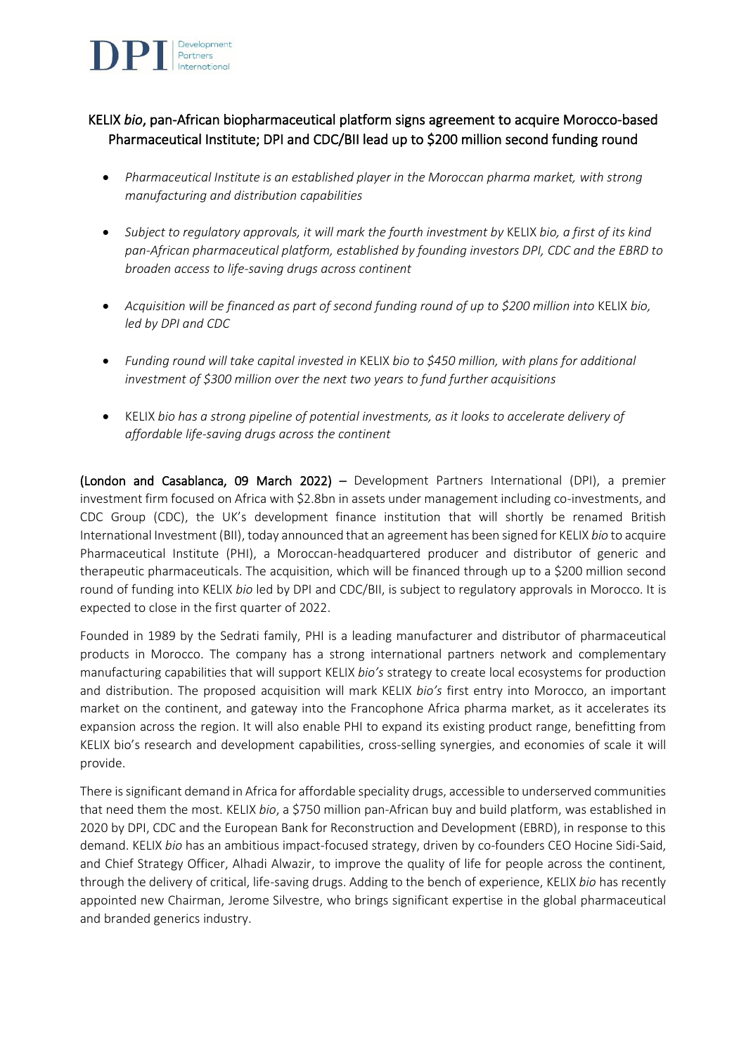## KELIX *bio*, pan-African biopharmaceutical platform signs agreement to acquire Morocco-based Pharmaceutical Institute; DPI and CDC/BII lead up to $200 million second funding round

- *Pharmaceutical Institute is an established player in the Moroccan pharma market, with strong manufacturing and distribution capabilities*
- *Subject to regulatory approvals, it will mark the fourth investment by* KELIX *bio, a first of its kind pan-African pharmaceutical platform, established by founding investors DPI, CDC and the EBRD to broaden access to life-saving drugs across continent*
- *Acquisition will be financed as part of second funding round of up to $200 million into* KELIX *bio, led by DPI and CDC*
- *Funding round will take capital invested in* KELIX *bio to $450 million, with plans for additional investment of $300 million over the next two years to fund further acquisitions*
- KELIX *bio has a strong pipeline of potential investments, as it looks to accelerate delivery of affordable life-saving drugs across the continent*

**(London and Casablanca, 09 March 2022) –** Development Partners International (DPI), a premier investment firm focused on Africa with $2.8bn in assets under management including co-investments, and CDC Group (CDC), the UK's development finance institution that will shortly be renamed British International Investment (BII), today announced that an agreement has been signed for KELIX *bio* to acquire Pharmaceutical Institute (PHI), a Moroccan-headquartered producer and distributor of generic and therapeutic pharmaceuticals. The acquisition, which will be financed through up to a $200 million second round of funding into KELIX *bio* led by DPI and CDC/BII, is subject to regulatory approvals in Morocco. It is expected to close in the first quarter of 2022.

Founded in 1989 by the Sedrati family, PHI is a leading manufacturer and distributor of pharmaceutical products in Morocco. The company has a strong international partners network and complementary manufacturing capabilities that will support KELIX *bio's* strategy to create local ecosystems for production and distribution. The proposed acquisition will mark KELIX *bio's* first entry into Morocco, an important market on the continent, and gateway into the Francophone Africa pharma market, as it accelerates its expansion across the region. It will also enable PHI to expand its existing product range, benefitting from KELIX bio's research and development capabilities, cross-selling synergies, and economies of scale it will provide.

There is significant demand in Africa for affordable speciality drugs, accessible to underserved communities that need them the most. KELIX *bio*, a $750 million pan-African buy and build platform, was established in 2020 by DPI, CDC and the European Bank for Reconstruction and Development (EBRD), in response to this demand. KELIX *bio* has an ambitious impact-focused strategy, driven by co-founders CEO Hocine Sidi-Said, and Chief Strategy Officer, Alhadi Alwazir, to improve the quality of life for people across the continent, through the delivery of critical, life-saving drugs. Adding to the bench of experience, KELIX *bio* has recently appointed new Chairman, Jerome Silvestre, who brings significant expertise in the global pharmaceutical and branded generics industry.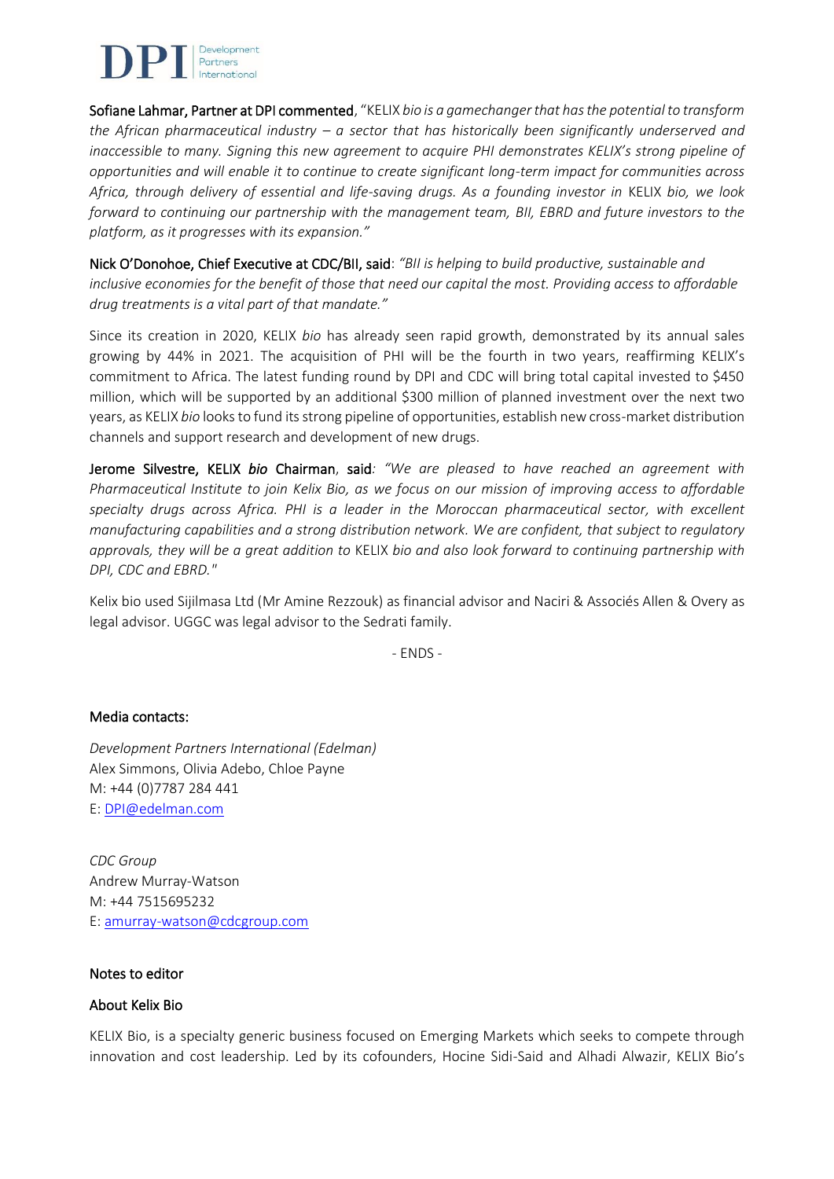**Sofiane Lahmar, Partner at DPI commented**, "KELIX *bio is a gamechanger that has the potential to transform the African pharmaceutical industry – a sector that has historically been significantly underserved and inaccessible to many. Signing this new agreement to acquire PHI demonstrates KELIX's strong pipeline of opportunities and will enable it to continue to create significant long-term impact for communities across Africa, through delivery of essential and life-saving drugs. As a founding investor in* KELIX *bio, we look forward to continuing our partnership with the management team, BII, EBRD and future investors to the platform, as it progresses with its expansion."*

**Nick O'Donohoe, Chief Executive at CDC/BII, said**: *"BII is helping to build productive, sustainable and inclusive economies for the benefit of those that need our capital the most. Providing access to affordable drug treatments is a vital part of that mandate."*

Since its creation in 2020, KELIX *bio* has already seen rapid growth, demonstrated by its annual sales growing by 44% in 2021. The acquisition of PHI will be the fourth in two years, reaffirming KELIX's commitment to Africa. The latest funding round by DPI and CDC will bring total capital invested to $450 million, which will be supported by an additional $300 million of planned investment over the next two years, as KELIX *bio* looks to fund its strong pipeline of opportunities, establish new cross-market distribution channels and support research and development of new drugs.

**Jerome Silvestre, KELIX *bio* Chairman**, **said***: "We are pleased to have reached an agreement with Pharmaceutical Institute to join Kelix Bio, as we focus on our mission of improving access to affordable specialty drugs across Africa. PHI is a leader in the Moroccan pharmaceutical sector, with excellent manufacturing capabilities and a strong distribution network. We are confident, that subject to regulatory approvals, they will be a great addition to* KELIX *bio and also look forward to continuing partnership with DPI, CDC and EBRD."*

Kelix bio used Sijilmasa Ltd (Mr Amine Rezzouk) as financial advisor and Naciri & Associés Allen & Overy as legal advisor. UGGC was legal advisor to the Sedrati family.

- ENDS -

**Media contacts:**

*Development Partners International (Edelman)*
Alex Simmons, Olivia Adebo, Chloe Payne
M: +44 (0)7787 284 441
E: DPI@edelman.com

*CDC Group*
Andrew Murray-Watson
M: +44 7515695232
E: amurray-watson@cdcgroup.com

**Notes to editor**

**About Kelix Bio**

KELIX Bio, is a specialty generic business focused on Emerging Markets which seeks to compete through innovation and cost leadership. Led by its cofounders, Hocine Sidi-Said and Alhadi Alwazir, KELIX Bio's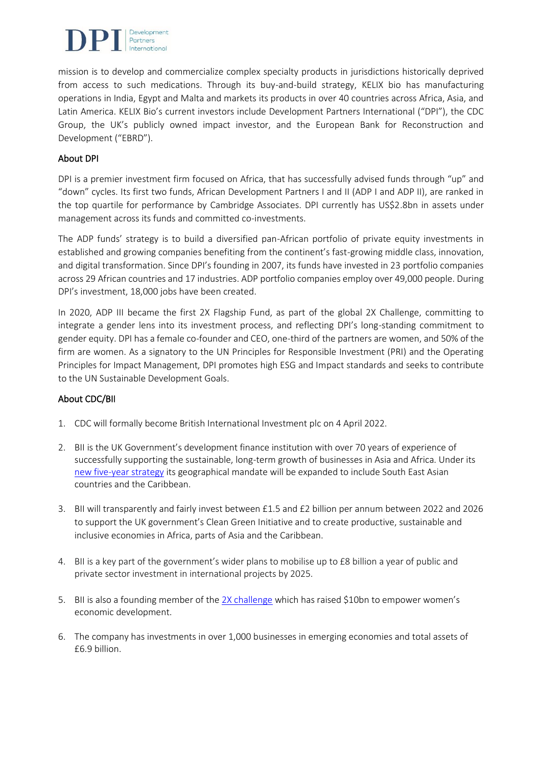mission is to develop and commercialize complex specialty products in jurisdictions historically deprived from access to such medications. Through its buy-and-build strategy, KELIX bio has manufacturing operations in India, Egypt and Malta and markets its products in over 40 countries across Africa, Asia, and Latin America. KELIX Bio's current investors include Development Partners International ("DPI"), the CDC Group, the UK's publicly owned impact investor, and the European Bank for Reconstruction and Development ("EBRD").

## About DPI

DPI is a premier investment firm focused on Africa, that has successfully advised funds through "up" and "down" cycles. Its first two funds, African Development Partners I and II (ADP I and ADP II), are ranked in the top quartile for performance by Cambridge Associates. DPI currently has US$2.8bn in assets under management across its funds and committed co-investments.

The ADP funds' strategy is to build a diversified pan-African portfolio of private equity investments in established and growing companies benefiting from the continent's fast-growing middle class, innovation, and digital transformation. Since DPI's founding in 2007, its funds have invested in 23 portfolio companies across 29 African countries and 17 industries. ADP portfolio companies employ over 49,000 people. During DPI's investment, 18,000 jobs have been created.

In 2020, ADP III became the first 2X Flagship Fund, as part of the global 2X Challenge, committing to integrate a gender lens into its investment process, and reflecting DPI's long-standing commitment to gender equity. DPI has a female co-founder and CEO, one-third of the partners are women, and 50% of the firm are women. As a signatory to the UN Principles for Responsible Investment (PRI) and the Operating Principles for Impact Management, DPI promotes high ESG and Impact standards and seeks to contribute to the UN Sustainable Development Goals.

## About CDC/BII

1. CDC will formally become British International Investment plc on 4 April 2022.

2. BII is the UK Government's development finance institution with over 70 years of experience of successfully supporting the sustainable, long-term growth of businesses in Asia and Africa. Under its new five-year strategy its geographical mandate will be expanded to include South East Asian countries and the Caribbean.

3. BII will transparently and fairly invest between £1.5 and £2 billion per annum between 2022 and 2026 to support the UK government's Clean Green Initiative and to create productive, sustainable and inclusive economies in Africa, parts of Asia and the Caribbean.

4. BII is a key part of the government's wider plans to mobilise up to £8 billion a year of public and private sector investment in international projects by 2025.

5. BII is also a founding member of the 2X challenge which has raised $10bn to empower women's economic development.

6. The company has investments in over 1,000 businesses in emerging economies and total assets of £6.9 billion.